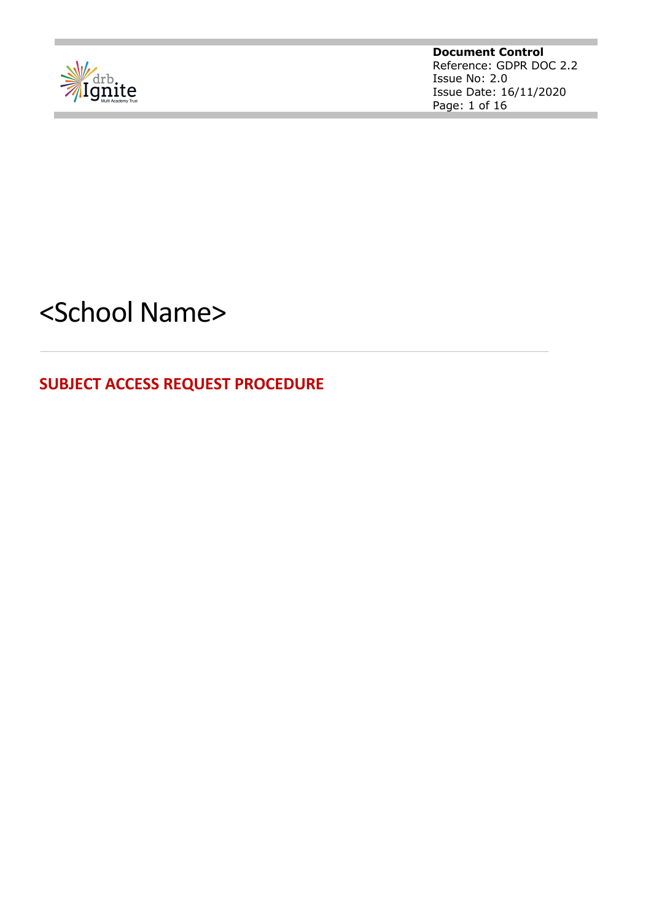**Document Control**
Reference: GDPR DOC 2.2
Issue No: 2.0
Issue Date: 16/11/2020

# <School Name>

## SUBJECT ACCESS REQUEST PROCEDURE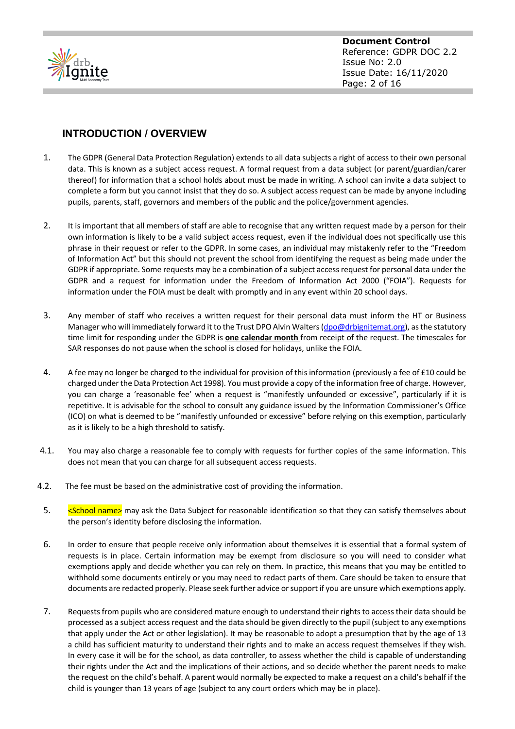## INTRODUCTION / OVERVIEW

1. The GDPR (General Data Protection Regulation) extends to all data subjects a right of access to their own personal data. This is known as a subject access request. A formal request from a data subject (or parent/guardian/carer thereof) for information that a school holds about must be made in writing. A school can invite a data subject to complete a form but you cannot insist that they do so. A subject access request can be made by anyone including pupils, parents, staff, governors and members of the public and the police/government agencies.

2. It is important that all members of staff are able to recognise that any written request made by a person for their own information is likely to be a valid subject access request, even if the individual does not specifically use this phrase in their request or refer to the GDPR. In some cases, an individual may mistakenly refer to the "Freedom of Information Act" but this should not prevent the school from identifying the request as being made under the GDPR if appropriate. Some requests may be a combination of a subject access request for personal data under the GDPR and a request for information under the Freedom of Information Act 2000 ("FOIA"). Requests for information under the FOIA must be dealt with promptly and in any event within 20 school days.

3. Any member of staff who receives a written request for their personal data must inform the HT or Business Manager who will immediately forward it to the Trust DPO Alvin Walters (dpo@drbignitemat.org), as the statutory time limit for responding under the GDPR is **one calendar month** from receipt of the request. The timescales for SAR responses do not pause when the school is closed for holidays, unlike the FOIA.

4. A fee may no longer be charged to the individual for provision of this information (previously a fee of £10 could be charged under the Data Protection Act 1998). You must provide a copy of the information free of charge. However, you can charge a 'reasonable fee' when a request is "manifestly unfounded or excessive", particularly if it is repetitive. It is advisable for the school to consult any guidance issued by the Information Commissioner's Office (ICO) on what is deemed to be "manifestly unfounded or excessive" before relying on this exemption, particularly as it is likely to be a high threshold to satisfy.

4.1. You may also charge a reasonable fee to comply with requests for further copies of the same information. This does not mean that you can charge for all subsequent access requests.

4.2. The fee must be based on the administrative cost of providing the information.

5. <School name> may ask the Data Subject for reasonable identification so that they can satisfy themselves about the person's identity before disclosing the information.

6. In order to ensure that people receive only information about themselves it is essential that a formal system of requests is in place. Certain information may be exempt from disclosure so you will need to consider what exemptions apply and decide whether you can rely on them. In practice, this means that you may be entitled to withhold some documents entirely or you may need to redact parts of them. Care should be taken to ensure that documents are redacted properly. Please seek further advice or support if you are unsure which exemptions apply.

7. Requests from pupils who are considered mature enough to understand their rights to access their data should be processed as a subject access request and the data should be given directly to the pupil (subject to any exemptions that apply under the Act or other legislation). It may be reasonable to adopt a presumption that by the age of 13 a child has sufficient maturity to understand their rights and to make an access request themselves if they wish. In every case it will be for the school, as data controller, to assess whether the child is capable of understanding their rights under the Act and the implications of their actions, and so decide whether the parent needs to make the request on the child's behalf. A parent would normally be expected to make a request on a child's behalf if the child is younger than 13 years of age (subject to any court orders which may be in place).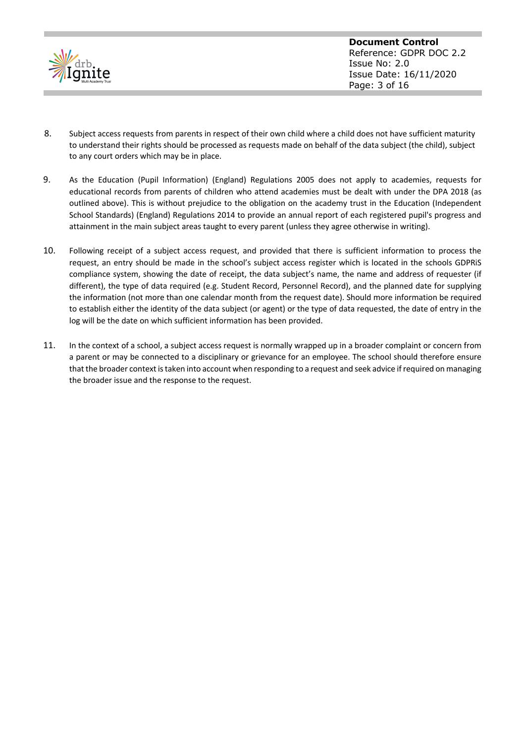8. Subject access requests from parents in respect of their own child where a child does not have sufficient maturity to understand their rights should be processed as requests made on behalf of the data subject (the child), subject to any court orders which may be in place.

9. As the Education (Pupil Information) (England) Regulations 2005 does not apply to academies, requests for educational records from parents of children who attend academies must be dealt with under the DPA 2018 (as outlined above). This is without prejudice to the obligation on the academy trust in the Education (Independent School Standards) (England) Regulations 2014 to provide an annual report of each registered pupil's progress and attainment in the main subject areas taught to every parent (unless they agree otherwise in writing).

10. Following receipt of a subject access request, and provided that there is sufficient information to process the request, an entry should be made in the school's subject access register which is located in the schools GDPRiS compliance system, showing the date of receipt, the data subject's name, the name and address of requester (if different), the type of data required (e.g. Student Record, Personnel Record), and the planned date for supplying the information (not more than one calendar month from the request date). Should more information be required to establish either the identity of the data subject (or agent) or the type of data requested, the date of entry in the log will be the date on which sufficient information has been provided.

11. In the context of a school, a subject access request is normally wrapped up in a broader complaint or concern from a parent or may be connected to a disciplinary or grievance for an employee. The school should therefore ensure that the broader context is taken into account when responding to a request and seek advice if required on managing the broader issue and the response to the request.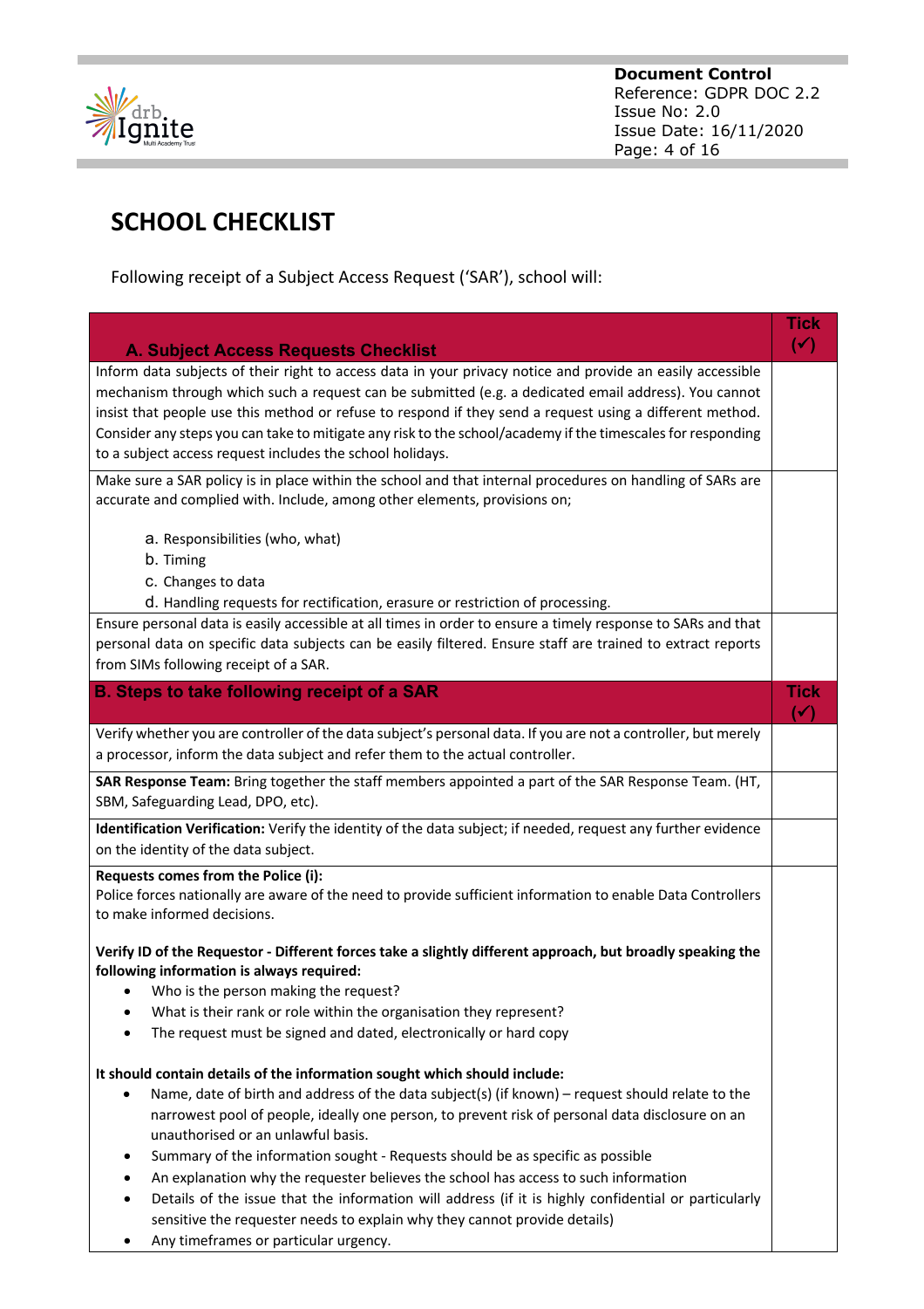# SCHOOL CHECKLIST

Following receipt of a Subject Access Request ('SAR'), school will:

| A. Subject Access Requests Checklist | Tick (✓) |
|---|---|
| Inform data subjects of their right to access data in your privacy notice and provide an easily accessible mechanism through which such a request can be submitted (e.g. a dedicated email address). You cannot insist that people use this method or refuse to respond if they send a request using a different method. Consider any steps you can take to mitigate any risk to the school/academy if the timescales for responding to a subject access request includes the school holidays. | |
| Make sure a SAR policy is in place within the school and that internal procedures on handling of SARs are accurate and complied with. Include, among other elements, provisions on;<br><br>a. Responsibilities (who, what)<br>b. Timing<br>c. Changes to data<br>d. Handling requests for rectification, erasure or restriction of processing. | |
| Ensure personal data is easily accessible at all times in order to ensure a timely response to SARs and that personal data on specific data subjects can be easily filtered. Ensure staff are trained to extract reports from SIMs following receipt of a SAR. | |
| **B. Steps to take following receipt of a SAR** | **Tick (✓)** |
| Verify whether you are controller of the data subject's personal data. If you are not a controller, but merely a processor, inform the data subject and refer them to the actual controller. | |
| **SAR Response Team:** Bring together the staff members appointed a part of the SAR Response Team. (HT, SBM, Safeguarding Lead, DPO, etc). | |
| **Identification Verification:** Verify the identity of the data subject; if needed, request any further evidence on the identity of the data subject. | |
| **Requests comes from the Police (i):**<br>Police forces nationally are aware of the need to provide sufficient information to enable Data Controllers to make informed decisions.<br><br>**Verify ID of the Requestor - Different forces take a slightly different approach, but broadly speaking the following information is always required:**<br>• Who is the person making the request?<br>• What is their rank or role within the organisation they represent?<br>• The request must be signed and dated, electronically or hard copy<br><br>**It should contain details of the information sought which should include:**<br>• Name, date of birth and address of the data subject(s) (if known) – request should relate to the narrowest pool of people, ideally one person, to prevent risk of personal data disclosure on an unauthorised or an unlawful basis.<br>• Summary of the information sought - Requests should be as specific as possible<br>• An explanation why the requester believes the school has access to such information<br>• Details of the issue that the information will address (if it is highly confidential or particularly sensitive the requester needs to explain why they cannot provide details)<br>• Any timeframes or particular urgency. | |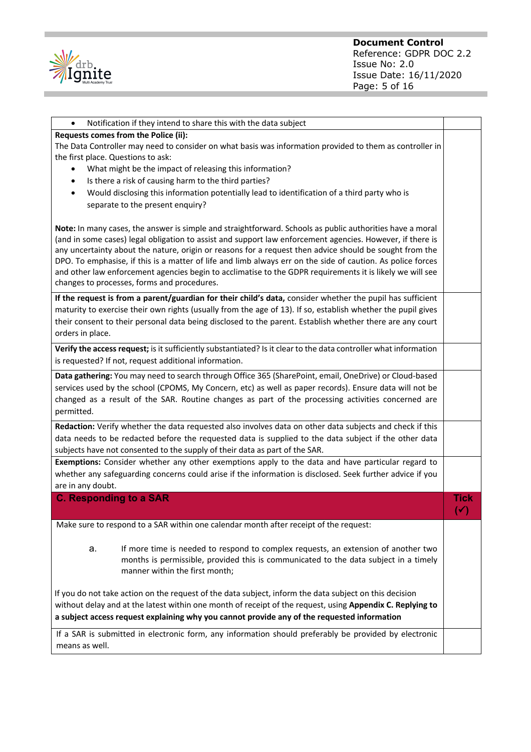| | |
|---|---|
| • Notification if they intend to share this with the data subject | |
| **Requests comes from the Police (ii):** The Data Controller may need to consider on what basis was information provided to them as controller in the first place. Questions to ask: <br>• What might be the impact of releasing this information? <br>• Is there a risk of causing harm to the third parties? <br>• Would disclosing this information potentially lead to identification of a third party who is separate to the present enquiry? <br><br>**Note:** In many cases, the answer is simple and straightforward. Schools as public authorities have a moral (and in some cases) legal obligation to assist and support law enforcement agencies. However, if there is any uncertainty about the nature, origin or reasons for a request then advice should be sought from the DPO. To emphasise, if this is a matter of life and limb always err on the side of caution. As police forces and other law enforcement agencies begin to acclimatise to the GDPR requirements it is likely we will see changes to processes, forms and procedures. | |
| **If the request is from a parent/guardian for their child's data,** consider whether the pupil has sufficient maturity to exercise their own rights (usually from the age of 13). If so, establish whether the pupil gives their consent to their personal data being disclosed to the parent. Establish whether there are any court orders in place. | |
| **Verify the access request;** is it sufficiently substantiated? Is it clear to the data controller what information is requested? If not, request additional information. | |
| **Data gathering:** You may need to search through Office 365 (SharePoint, email, OneDrive) or Cloud-based services used by the school (CPOMS, My Concern, etc) as well as paper records). Ensure data will not be changed as a result of the SAR. Routine changes as part of the processing activities concerned are permitted. | |
| **Redaction:** Verify whether the data requested also involves data on other data subjects and check if this data needs to be redacted before the requested data is supplied to the data subject if the other data subjects have not consented to the supply of their data as part of the SAR. | |
| **Exemptions:** Consider whether any other exemptions apply to the data and have particular regard to whether any safeguarding concerns could arise if the information is disclosed. Seek further advice if you are in any doubt. | |
| **C. Responding to a SAR** | **Tick (✓)** |
| Make sure to respond to a SAR within one calendar month after receipt of the request: <br><br>a. If more time is needed to respond to complex requests, an extension of another two months is permissible, provided this is communicated to the data subject in a timely manner within the first month; <br><br>If you do not take action on the request of the data subject, inform the data subject on this decision without delay and at the latest within one month of receipt of the request, using **Appendix C. Replying to a subject access request explaining why you cannot provide any of the requested information** | |
| If a SAR is submitted in electronic form, any information should preferably be provided by electronic means as well. | |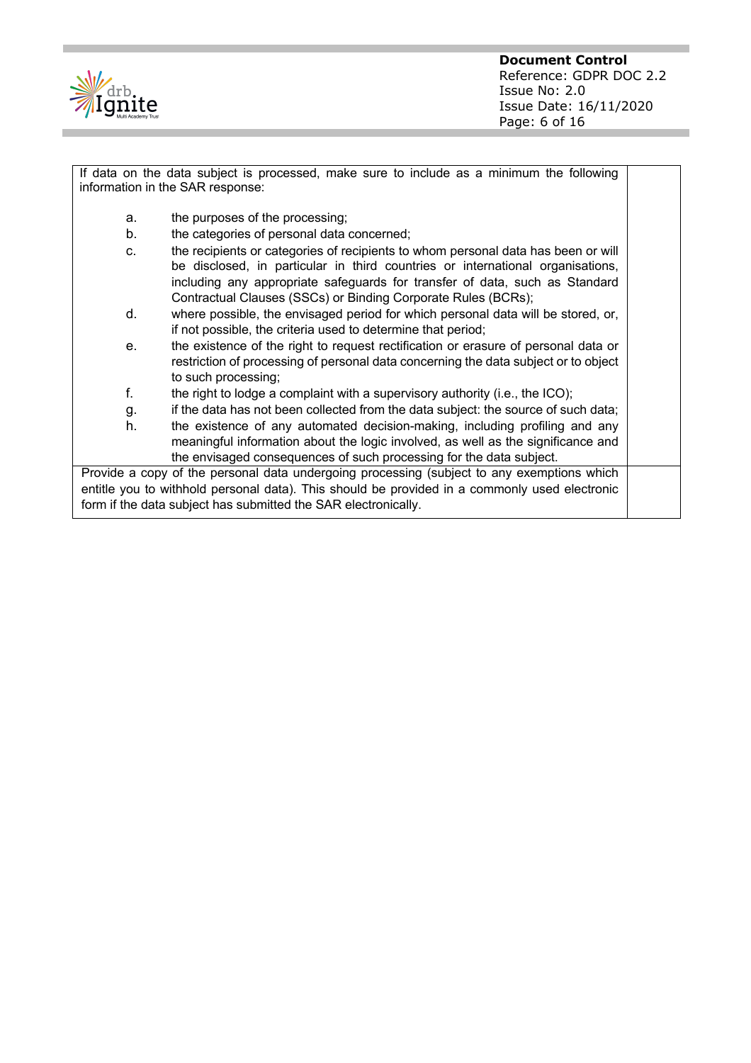| | |
|---|---|
| If data on the data subject is processed, make sure to include as a minimum the following information in the SAR response:<br><br>a. the purposes of the processing;<br>b. the categories of personal data concerned;<br>c. the recipients or categories of recipients to whom personal data has been or will be disclosed, in particular in third countries or international organisations, including any appropriate safeguards for transfer of data, such as Standard Contractual Clauses (SSCs) or Binding Corporate Rules (BCRs);<br>d. where possible, the envisaged period for which personal data will be stored, or, if not possible, the criteria used to determine that period;<br>e. the existence of the right to request rectification or erasure of personal data or restriction of processing of personal data concerning the data subject or to object to such processing;<br>f. the right to lodge a complaint with a supervisory authority (i.e., the ICO);<br>g. if the data has not been collected from the data subject: the source of such data;<br>h. the existence of any automated decision-making, including profiling and any meaningful information about the logic involved, as well as the significance and the envisaged consequences of such processing for the data subject. | |
| Provide a copy of the personal data undergoing processing (subject to any exemptions which entitle you to withhold personal data). This should be provided in a commonly used electronic form if the data subject has submitted the SAR electronically. | |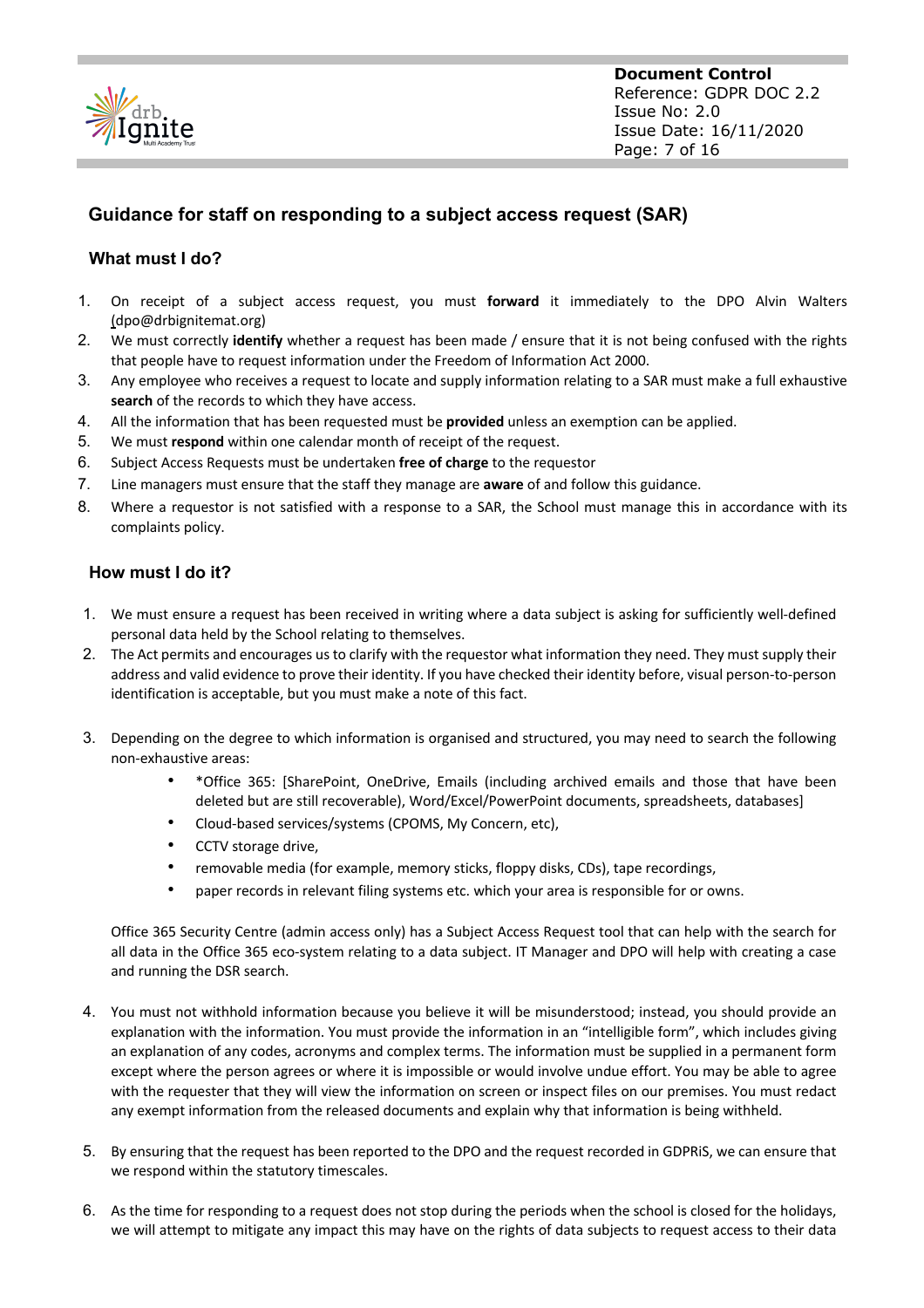## Guidance for staff on responding to a subject access request (SAR)

### What must I do?

1. On receipt of a subject access request, you must **forward** it immediately to the DPO Alvin Walters (dpo@drbignitemat.org)
2. We must correctly **identify** whether a request has been made / ensure that it is not being confused with the rights that people have to request information under the Freedom of Information Act 2000.
3. Any employee who receives a request to locate and supply information relating to a SAR must make a full exhaustive **search** of the records to which they have access.
4. All the information that has been requested must be **provided** unless an exemption can be applied.
5. We must **respond** within one calendar month of receipt of the request.
6. Subject Access Requests must be undertaken **free of charge** to the requestor
7. Line managers must ensure that the staff they manage are **aware** of and follow this guidance.
8. Where a requestor is not satisfied with a response to a SAR, the School must manage this in accordance with its complaints policy.

### How must I do it?

1. We must ensure a request has been received in writing where a data subject is asking for sufficiently well-defined personal data held by the School relating to themselves.
2. The Act permits and encourages us to clarify with the requestor what information they need. They must supply their address and valid evidence to prove their identity. If you have checked their identity before, visual person-to-person identification is acceptable, but you must make a note of this fact.
3. Depending on the degree to which information is organised and structured, you may need to search the following non-exhaustive areas:
   - *Office 365: [SharePoint, OneDrive, Emails (including archived emails and those that have been deleted but are still recoverable), Word/Excel/PowerPoint documents, spreadsheets, databases]
   - Cloud-based services/systems (CPOMS, My Concern, etc),
   - CCTV storage drive,
   - removable media (for example, memory sticks, floppy disks, CDs), tape recordings,
   - paper records in relevant filing systems etc. which your area is responsible for or owns.

   Office 365 Security Centre (admin access only) has a Subject Access Request tool that can help with the search for all data in the Office 365 eco-system relating to a data subject. IT Manager and DPO will help with creating a case and running the DSR search.

4. You must not withhold information because you believe it will be misunderstood; instead, you should provide an explanation with the information. You must provide the information in an "intelligible form", which includes giving an explanation of any codes, acronyms and complex terms. The information must be supplied in a permanent form except where the person agrees or where it is impossible or would involve undue effort. You may be able to agree with the requester that they will view the information on screen or inspect files on our premises. You must redact any exempt information from the released documents and explain why that information is being withheld.

5. By ensuring that the request has been reported to the DPO and the request recorded in GDPRiS, we can ensure that we respond within the statutory timescales.

6. As the time for responding to a request does not stop during the periods when the school is closed for the holidays, we will attempt to mitigate any impact this may have on the rights of data subjects to request access to their data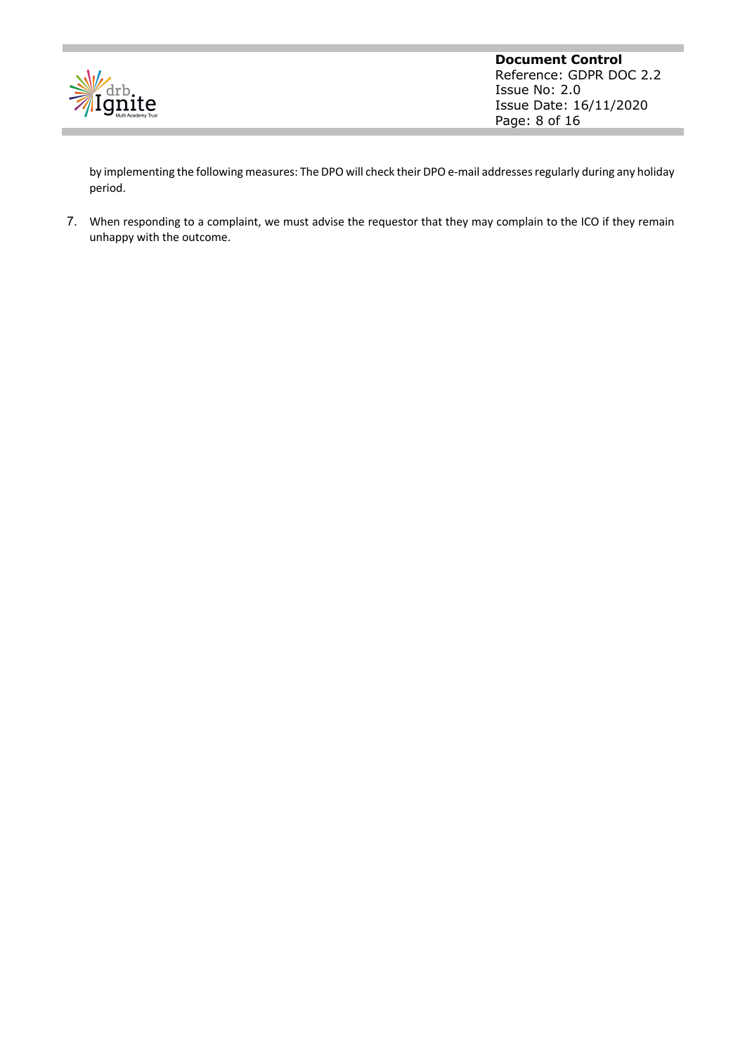by implementing the following measures: The DPO will check their DPO e-mail addresses regularly during any holiday period.

7. When responding to a complaint, we must advise the requestor that they may complain to the ICO if they remain unhappy with the outcome.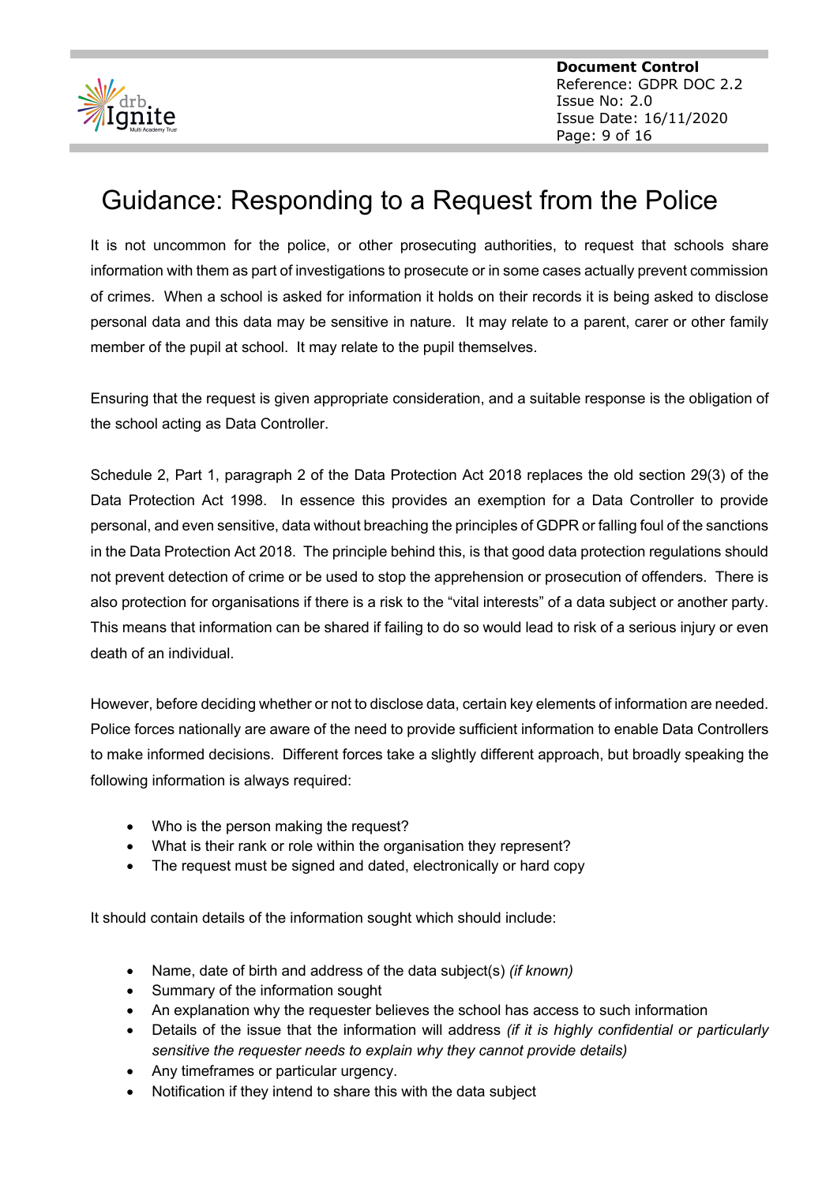# Guidance: Responding to a Request from the Police

It is not uncommon for the police, or other prosecuting authorities, to request that schools share information with them as part of investigations to prosecute or in some cases actually prevent commission of crimes. When a school is asked for information it holds on their records it is being asked to disclose personal data and this data may be sensitive in nature. It may relate to a parent, carer or other family member of the pupil at school. It may relate to the pupil themselves.

Ensuring that the request is given appropriate consideration, and a suitable response is the obligation of the school acting as Data Controller.

Schedule 2, Part 1, paragraph 2 of the Data Protection Act 2018 replaces the old section 29(3) of the Data Protection Act 1998. In essence this provides an exemption for a Data Controller to provide personal, and even sensitive, data without breaching the principles of GDPR or falling foul of the sanctions in the Data Protection Act 2018. The principle behind this, is that good data protection regulations should not prevent detection of crime or be used to stop the apprehension or prosecution of offenders. There is also protection for organisations if there is a risk to the "vital interests" of a data subject or another party. This means that information can be shared if failing to do so would lead to risk of a serious injury or even death of an individual.

However, before deciding whether or not to disclose data, certain key elements of information are needed. Police forces nationally are aware of the need to provide sufficient information to enable Data Controllers to make informed decisions. Different forces take a slightly different approach, but broadly speaking the following information is always required:

- Who is the person making the request?
- What is their rank or role within the organisation they represent?
- The request must be signed and dated, electronically or hard copy

It should contain details of the information sought which should include:

- Name, date of birth and address of the data subject(s) *(if known)*
- Summary of the information sought
- An explanation why the requester believes the school has access to such information
- Details of the issue that the information will address *(if it is highly confidential or particularly sensitive the requester needs to explain why they cannot provide details)*
- Any timeframes or particular urgency.
- Notification if they intend to share this with the data subject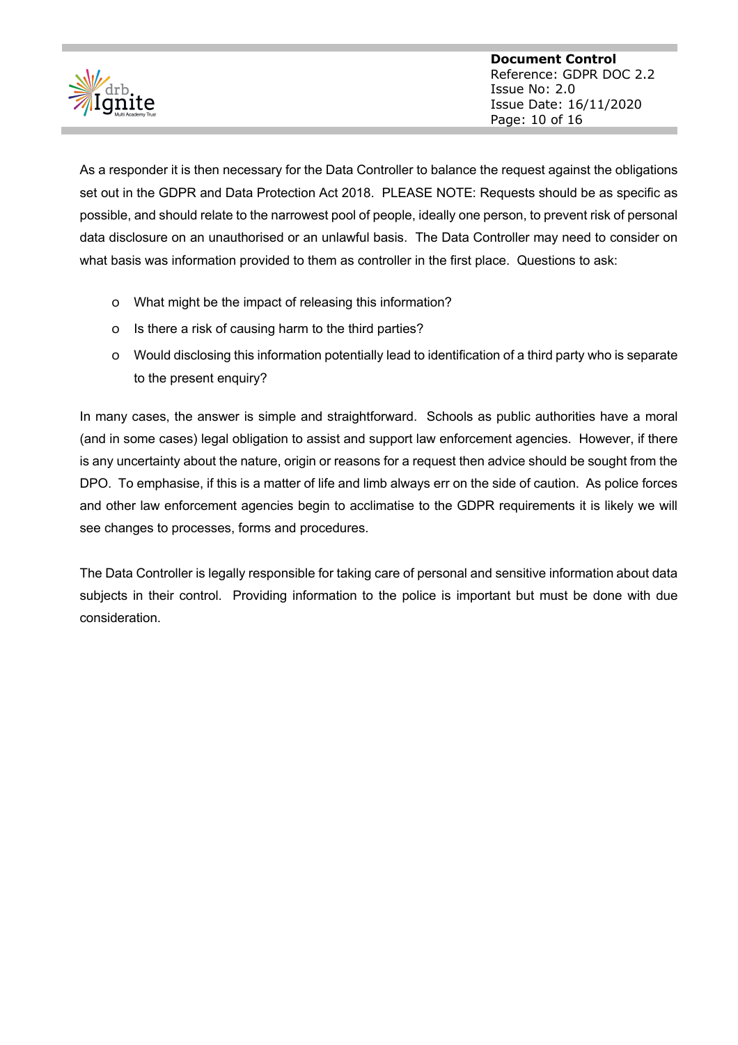As a responder it is then necessary for the Data Controller to balance the request against the obligations set out in the GDPR and Data Protection Act 2018. PLEASE NOTE: Requests should be as specific as possible, and should relate to the narrowest pool of people, ideally one person, to prevent risk of personal data disclosure on an unauthorised or an unlawful basis. The Data Controller may need to consider on what basis was information provided to them as controller in the first place. Questions to ask:

- What might be the impact of releasing this information?
- Is there a risk of causing harm to the third parties?
- Would disclosing this information potentially lead to identification of a third party who is separate to the present enquiry?

In many cases, the answer is simple and straightforward. Schools as public authorities have a moral (and in some cases) legal obligation to assist and support law enforcement agencies. However, if there is any uncertainty about the nature, origin or reasons for a request then advice should be sought from the DPO. To emphasise, if this is a matter of life and limb always err on the side of caution. As police forces and other law enforcement agencies begin to acclimatise to the GDPR requirements it is likely we will see changes to processes, forms and procedures.

The Data Controller is legally responsible for taking care of personal and sensitive information about data subjects in their control. Providing information to the police is important but must be done with due consideration.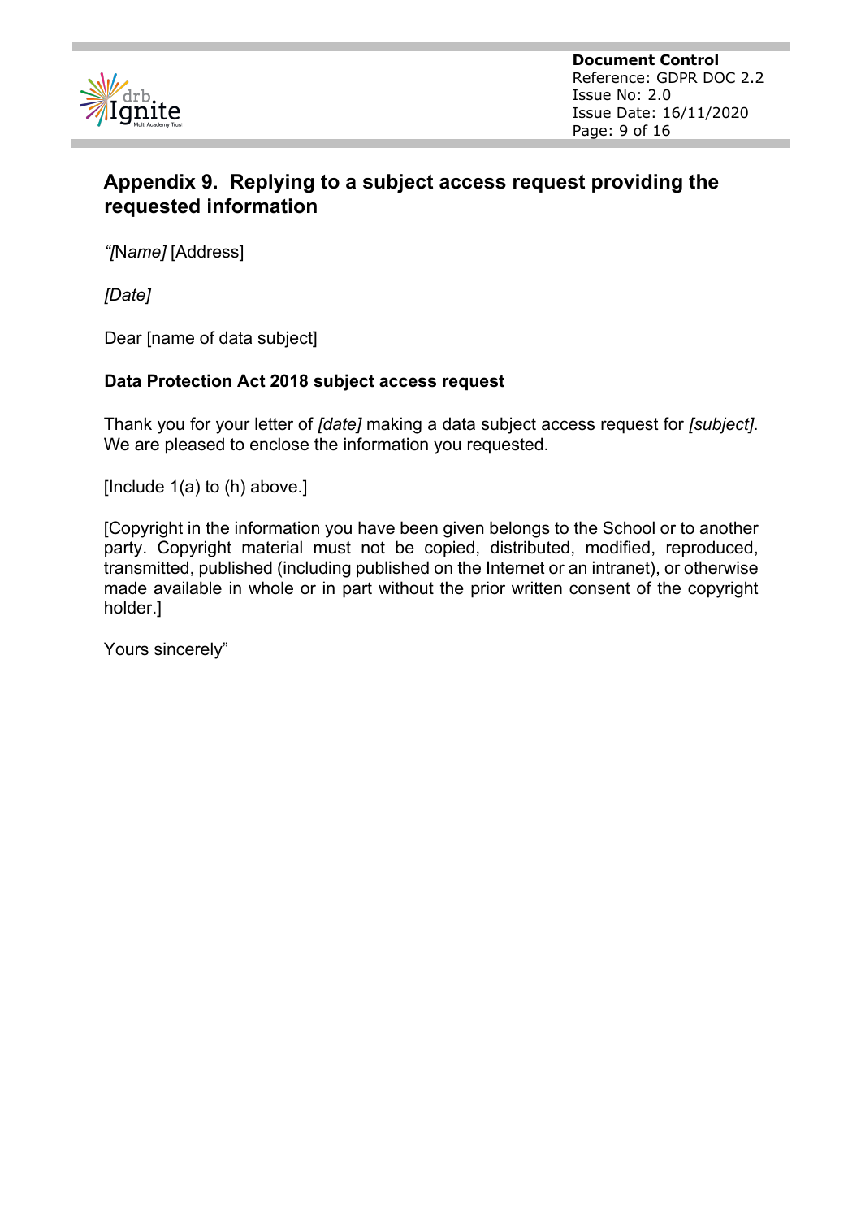## Appendix 9. Replying to a subject access request providing the requested information

*"[Name]* [Address]

*[Date]*

Dear [name of data subject]

**Data Protection Act 2018 subject access request**

Thank you for your letter of *[date]* making a data subject access request for *[subject]*. We are pleased to enclose the information you requested.

[Include 1(a) to (h) above.]

[Copyright in the information you have been given belongs to the School or to another party. Copyright material must not be copied, distributed, modified, reproduced, transmitted, published (including published on the Internet or an intranet), or otherwise made available in whole or in part without the prior written consent of the copyright holder.]

Yours sincerely"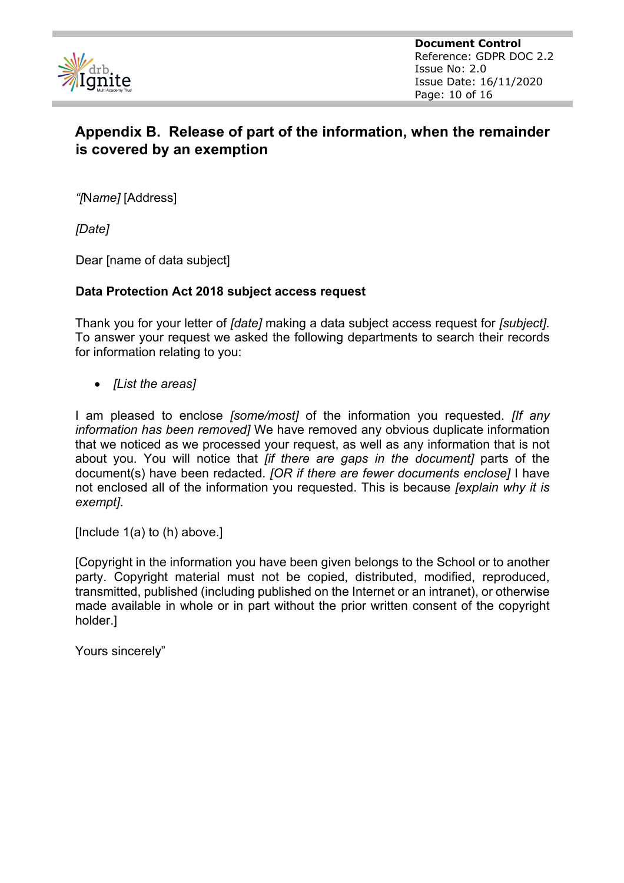## Appendix B. Release of part of the information, when the remainder is covered by an exemption

*"[Name]* [Address]

*[Date]*

Dear [name of data subject]

**Data Protection Act 2018 subject access request**

Thank you for your letter of *[date]* making a data subject access request for *[subject]*. To answer your request we asked the following departments to search their records for information relating to you:

- *[List the areas]*

I am pleased to enclose *[some/most]* of the information you requested. *[If any information has been removed]* We have removed any obvious duplicate information that we noticed as we processed your request, as well as any information that is not about you. You will notice that *[if there are gaps in the document]* parts of the document(s) have been redacted. *[OR if there are fewer documents enclose]* I have not enclosed all of the information you requested. This is because *[explain why it is exempt]*.

[Include 1(a) to (h) above.]

[Copyright in the information you have been given belongs to the School or to another party. Copyright material must not be copied, distributed, modified, reproduced, transmitted, published (including published on the Internet or an intranet), or otherwise made available in whole or in part without the prior written consent of the copyright holder.]

Yours sincerely"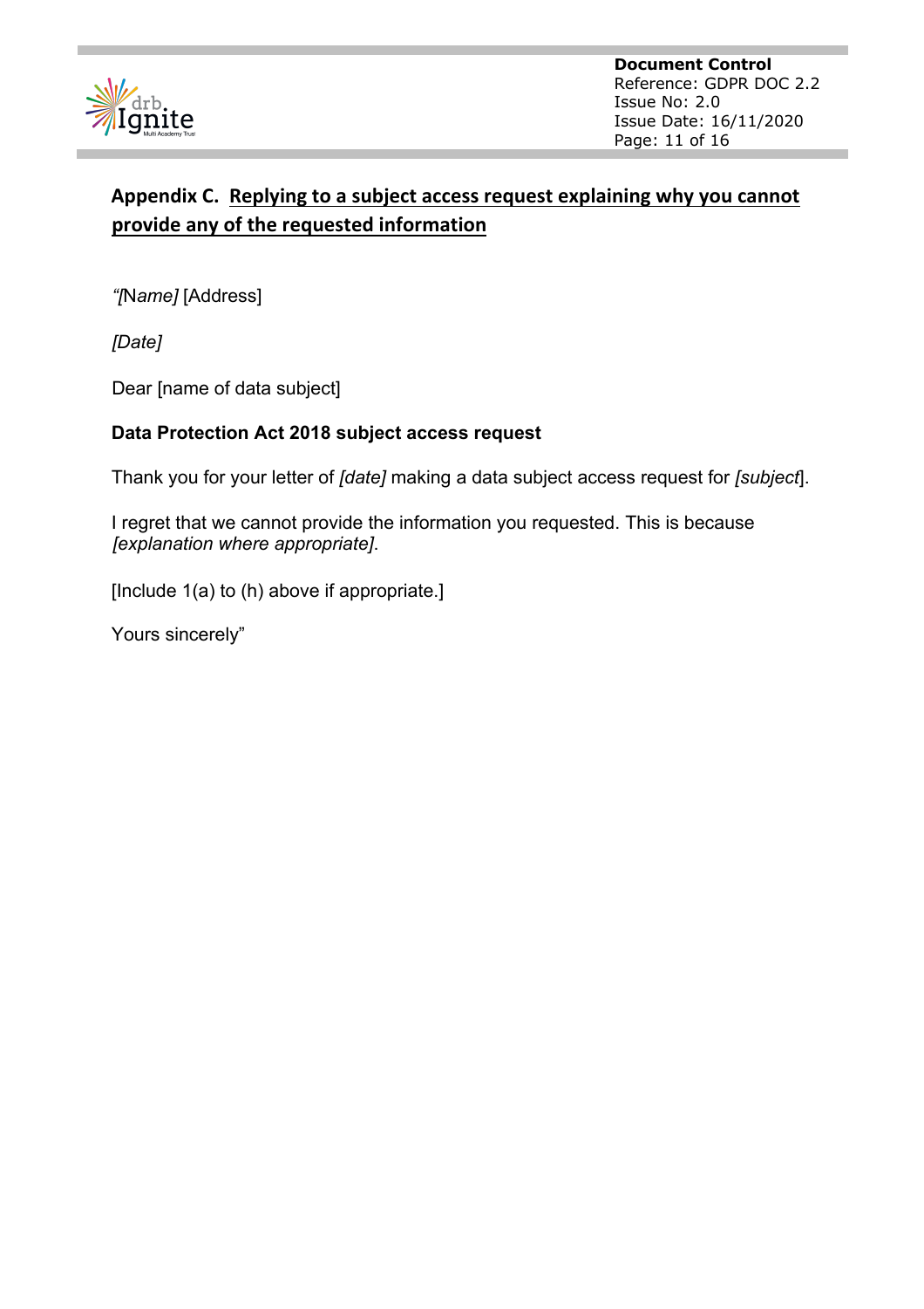## Appendix C. Replying to a subject access request explaining why you cannot provide any of the requested information

*“[Name]* [Address]

*[Date]*

Dear [name of data subject]

**Data Protection Act 2018 subject access request**

Thank you for your letter of *[date]* making a data subject access request for *[subject]*.

I regret that we cannot provide the information you requested. This is because *[explanation where appropriate]*.

[Include 1(a) to (h) above if appropriate.]

Yours sincerely”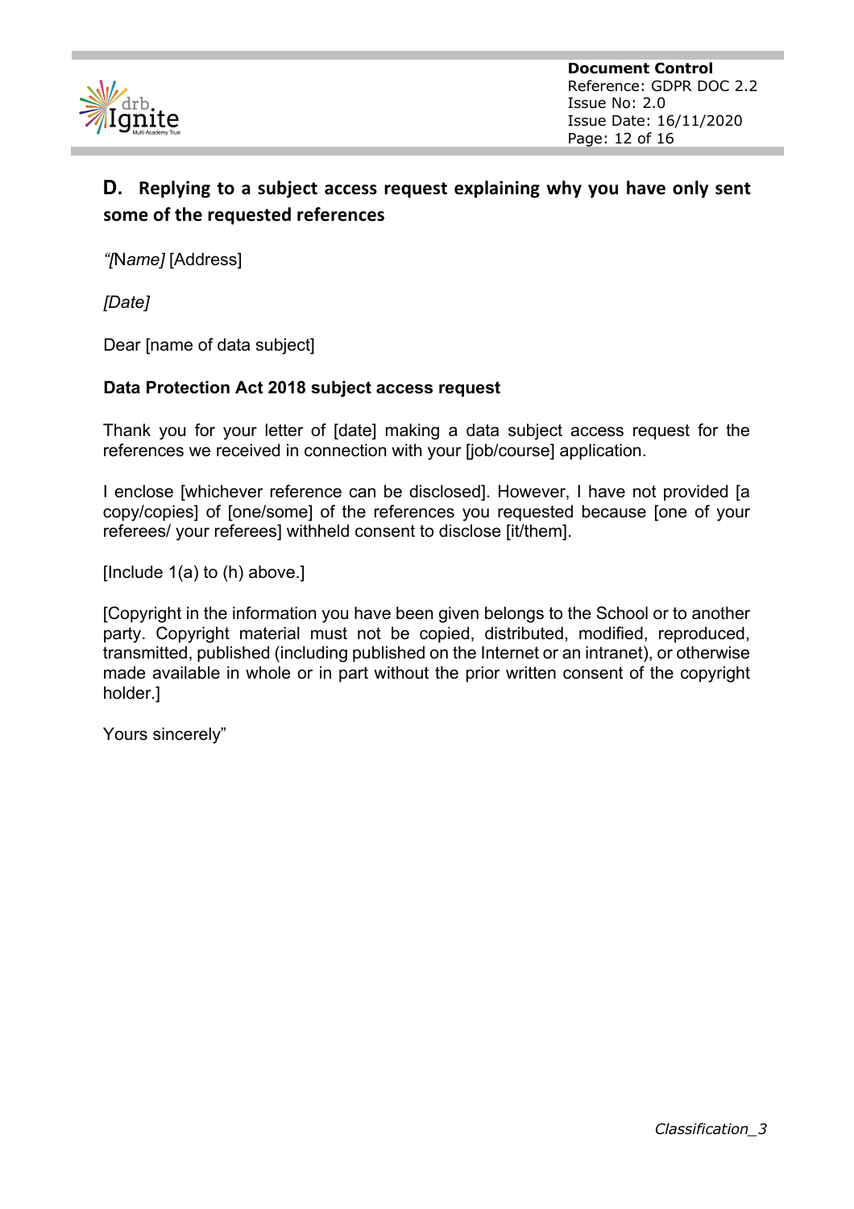## D. Replying to a subject access request explaining why you have only sent some of the requested references

*"[Name]* [Address]

*[Date]*

Dear [name of data subject]

**Data Protection Act 2018 subject access request**

Thank you for your letter of [date] making a data subject access request for the references we received in connection with your [job/course] application.

I enclose [whichever reference can be disclosed]. However, I have not provided [a copy/copies] of [one/some] of the references you requested because [one of your referees/ your referees] withheld consent to disclose [it/them].

[Include 1(a) to (h) above.]

[Copyright in the information you have been given belongs to the School or to another party. Copyright material must not be copied, distributed, modified, reproduced, transmitted, published (including published on the Internet or an intranet), or otherwise made available in whole or in part without the prior written consent of the copyright holder.]

Yours sincerely"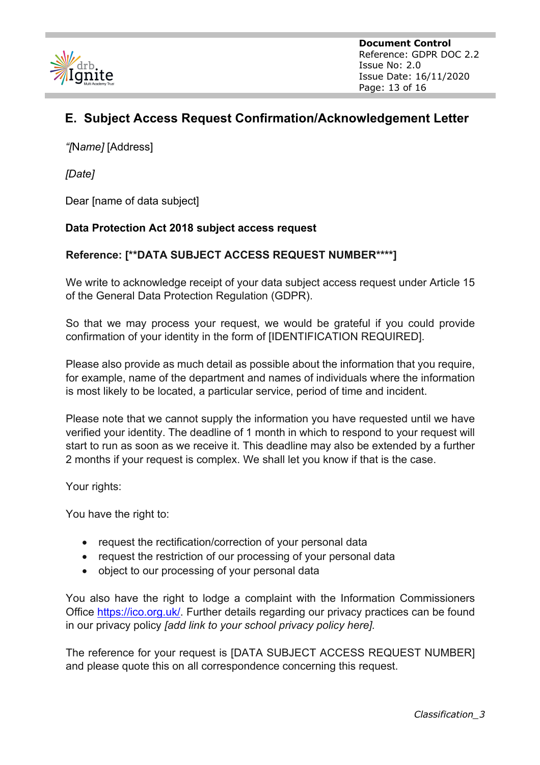## E. Subject Access Request Confirmation/Acknowledgement Letter

*"[Name]* [Address]

*[Date]*

Dear [name of data subject]

**Data Protection Act 2018 subject access request**

**Reference: [**DATA SUBJECT ACCESS REQUEST NUMBER****]**

We write to acknowledge receipt of your data subject access request under Article 15 of the General Data Protection Regulation (GDPR).

So that we may process your request, we would be grateful if you could provide confirmation of your identity in the form of [IDENTIFICATION REQUIRED].

Please also provide as much detail as possible about the information that you require, for example, name of the department and names of individuals where the information is most likely to be located, a particular service, period of time and incident.

Please note that we cannot supply the information you have requested until we have verified your identity. The deadline of 1 month in which to respond to your request will start to run as soon as we receive it. This deadline may also be extended by a further 2 months if your request is complex. We shall let you know if that is the case.

Your rights:

You have the right to:

- request the rectification/correction of your personal data
- request the restriction of our processing of your personal data
- object to our processing of your personal data

You also have the right to lodge a complaint with the Information Commissioners Office [https://ico.org.uk/](https://ico.org.uk/). Further details regarding our privacy practices can be found in our privacy policy *[add link to your school privacy policy here].*

The reference for your request is [DATA SUBJECT ACCESS REQUEST NUMBER] and please quote this on all correspondence concerning this request.

*Classification_3*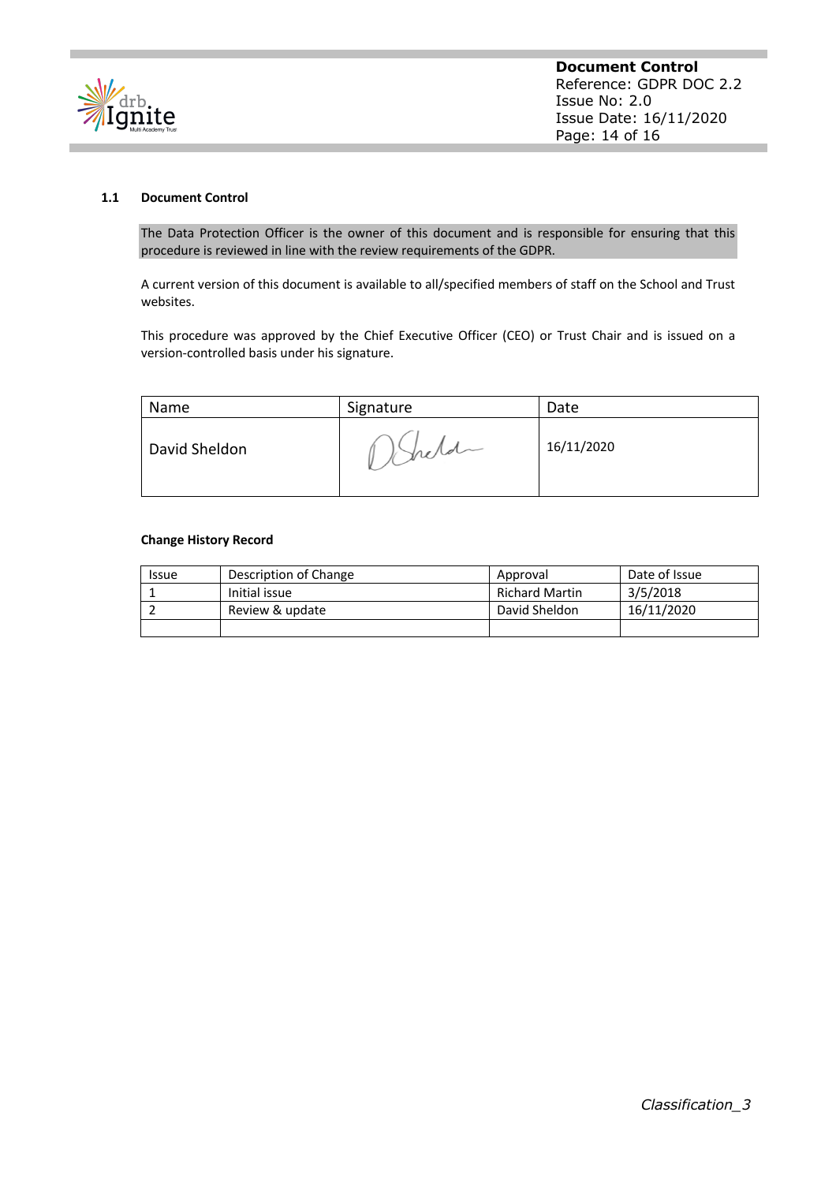### 1.1 Document Control

The Data Protection Officer is the owner of this document and is responsible for ensuring that this procedure is reviewed in line with the review requirements of the GDPR.

A current version of this document is available to all/specified members of staff on the School and Trust websites.

This procedure was approved by the Chief Executive Officer (CEO) or Trust Chair and is issued on a version-controlled basis under his signature.

| Name | Signature | Date |
|---|---|---|
| David Sheldon | D Sheldon | 16/11/2020 |

**Change History Record**

| Issue | Description of Change | Approval | Date of Issue |
|---|---|---|---|
| 1 | Initial issue | Richard Martin | 3/5/2018 |
| 2 | Review & update | David Sheldon | 16/11/2020 |
| | | | |

*Classification_3*